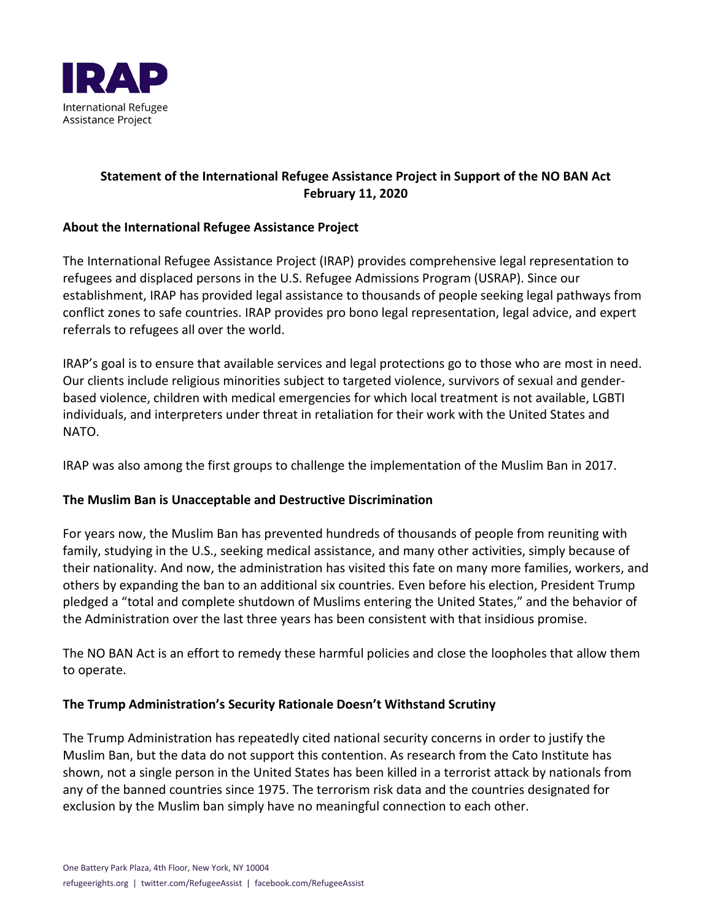IRAP

International Refugee Assistance Project

**Statement of the International Refugee Assistance Project in Support of the NO BAN Act**
**February 11, 2020**

## About the International Refugee Assistance Project

The International Refugee Assistance Project (IRAP) provides comprehensive legal representation to refugees and displaced persons in the U.S. Refugee Admissions Program (USRAP). Since our establishment, IRAP has provided legal assistance to thousands of people seeking legal pathways from conflict zones to safe countries. IRAP provides pro bono legal representation, legal advice, and expert referrals to refugees all over the world.

IRAP's goal is to ensure that available services and legal protections go to those who are most in need. Our clients include religious minorities subject to targeted violence, survivors of sexual and gender-based violence, children with medical emergencies for which local treatment is not available, LGBTI individuals, and interpreters under threat in retaliation for their work with the United States and NATO.

IRAP was also among the first groups to challenge the implementation of the Muslim Ban in 2017.

## The Muslim Ban is Unacceptable and Destructive Discrimination

For years now, the Muslim Ban has prevented hundreds of thousands of people from reuniting with family, studying in the U.S., seeking medical assistance, and many other activities, simply because of their nationality. And now, the administration has visited this fate on many more families, workers, and others by expanding the ban to an additional six countries. Even before his election, President Trump pledged a "total and complete shutdown of Muslims entering the United States," and the behavior of the Administration over the last three years has been consistent with that insidious promise.

The NO BAN Act is an effort to remedy these harmful policies and close the loopholes that allow them to operate.

## The Trump Administration's Security Rationale Doesn't Withstand Scrutiny

The Trump Administration has repeatedly cited national security concerns in order to justify the Muslim Ban, but the data do not support this contention. As research from the Cato Institute has shown, not a single person in the United States has been killed in a terrorist attack by nationals from any of the banned countries since 1975. The terrorism risk data and the countries designated for exclusion by the Muslim ban simply have no meaningful connection to each other.

One Battery Park Plaza, 4th Floor, New York, NY 10004
refugeerights.org | twitter.com/RefugeeAssist | facebook.com/RefugeeAssist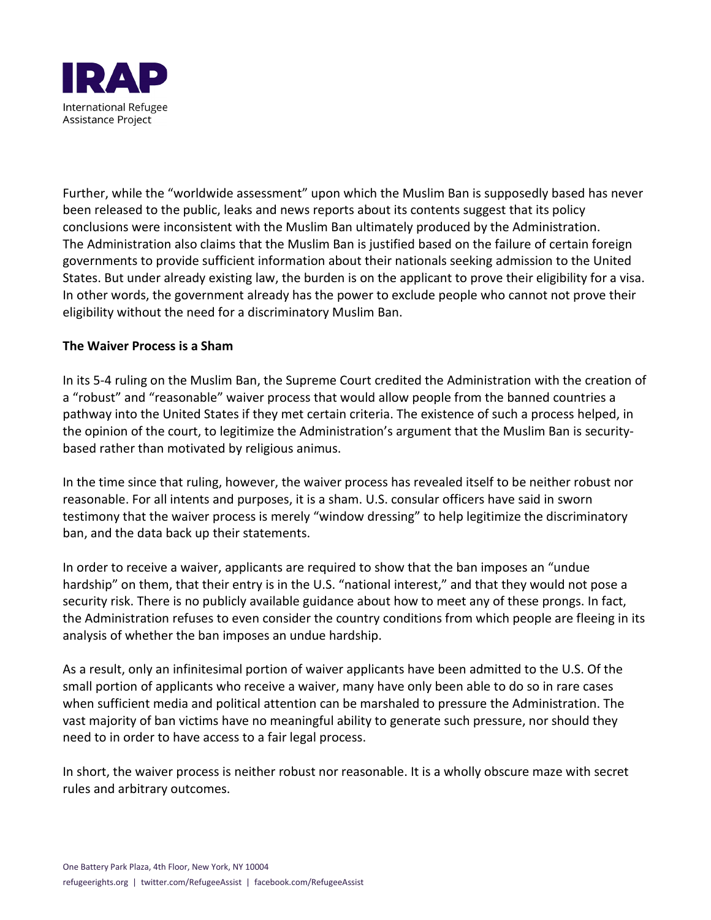Further, while the "worldwide assessment" upon which the Muslim Ban is supposedly based has never been released to the public, leaks and news reports about its contents suggest that its policy conclusions were inconsistent with the Muslim Ban ultimately produced by the Administration. The Administration also claims that the Muslim Ban is justified based on the failure of certain foreign governments to provide sufficient information about their nationals seeking admission to the United States. But under already existing law, the burden is on the applicant to prove their eligibility for a visa. In other words, the government already has the power to exclude people who cannot not prove their eligibility without the need for a discriminatory Muslim Ban.

**The Waiver Process is a Sham**

In its 5-4 ruling on the Muslim Ban, the Supreme Court credited the Administration with the creation of a "robust" and "reasonable" waiver process that would allow people from the banned countries a pathway into the United States if they met certain criteria. The existence of such a process helped, in the opinion of the court, to legitimize the Administration's argument that the Muslim Ban is security-based rather than motivated by religious animus.

In the time since that ruling, however, the waiver process has revealed itself to be neither robust nor reasonable. For all intents and purposes, it is a sham. U.S. consular officers have said in sworn testimony that the waiver process is merely "window dressing" to help legitimize the discriminatory ban, and the data back up their statements.

In order to receive a waiver, applicants are required to show that the ban imposes an "undue hardship" on them, that their entry is in the U.S. "national interest," and that they would not pose a security risk. There is no publicly available guidance about how to meet any of these prongs. In fact, the Administration refuses to even consider the country conditions from which people are fleeing in its analysis of whether the ban imposes an undue hardship.

As a result, only an infinitesimal portion of waiver applicants have been admitted to the U.S. Of the small portion of applicants who receive a waiver, many have only been able to do so in rare cases when sufficient media and political attention can be marshaled to pressure the Administration. The vast majority of ban victims have no meaningful ability to generate such pressure, nor should they need to in order to have access to a fair legal process.

In short, the waiver process is neither robust nor reasonable. It is a wholly obscure maze with secret rules and arbitrary outcomes.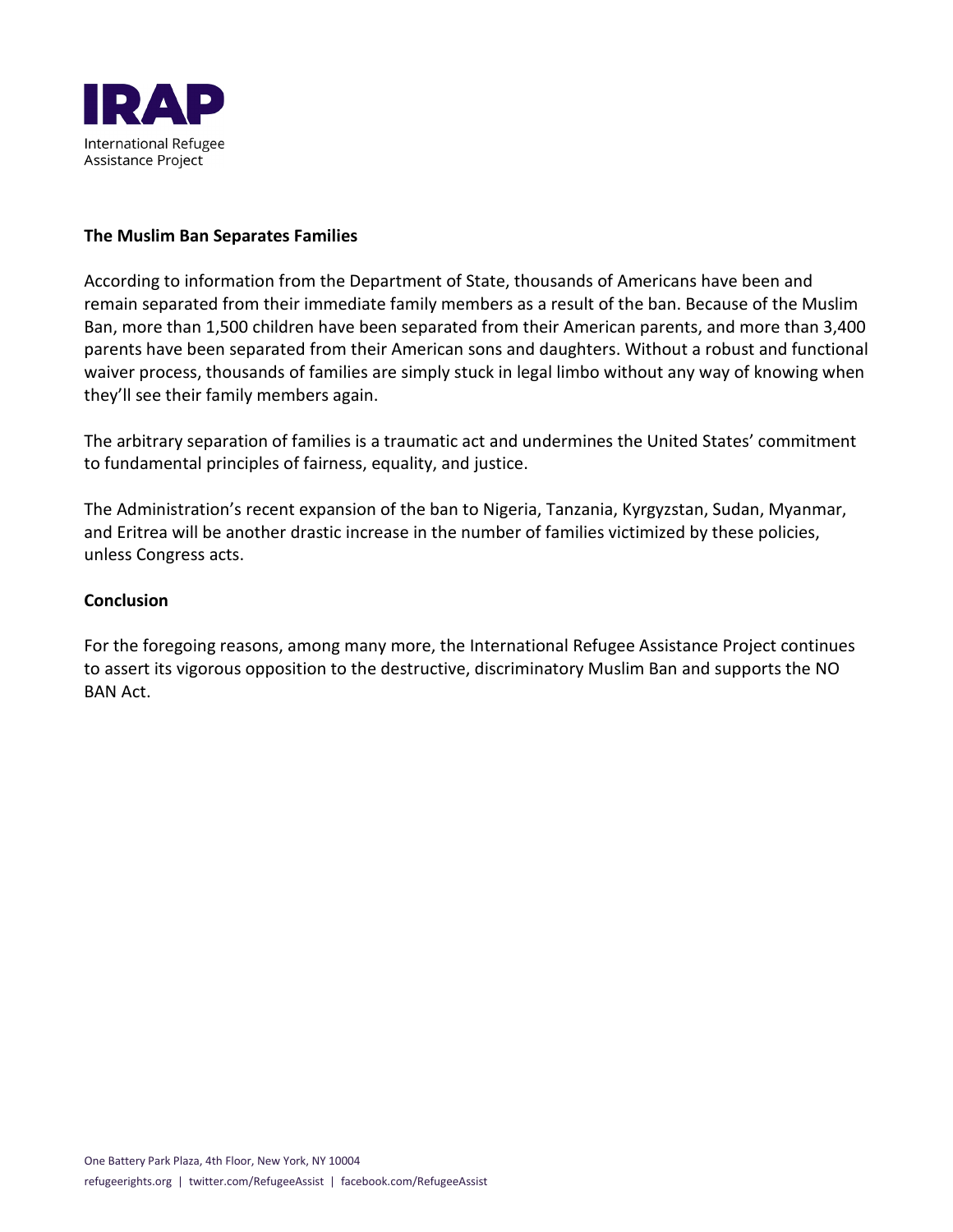## The Muslim Ban Separates Families

According to information from the Department of State, thousands of Americans have been and remain separated from their immediate family members as a result of the ban. Because of the Muslim Ban, more than 1,500 children have been separated from their American parents, and more than 3,400 parents have been separated from their American sons and daughters. Without a robust and functional waiver process, thousands of families are simply stuck in legal limbo without any way of knowing when they'll see their family members again.

The arbitrary separation of families is a traumatic act and undermines the United States' commitment to fundamental principles of fairness, equality, and justice.

The Administration's recent expansion of the ban to Nigeria, Tanzania, Kyrgyzstan, Sudan, Myanmar, and Eritrea will be another drastic increase in the number of families victimized by these policies, unless Congress acts.

## Conclusion

For the foregoing reasons, among many more, the International Refugee Assistance Project continues to assert its vigorous opposition to the destructive, discriminatory Muslim Ban and supports the NO BAN Act.